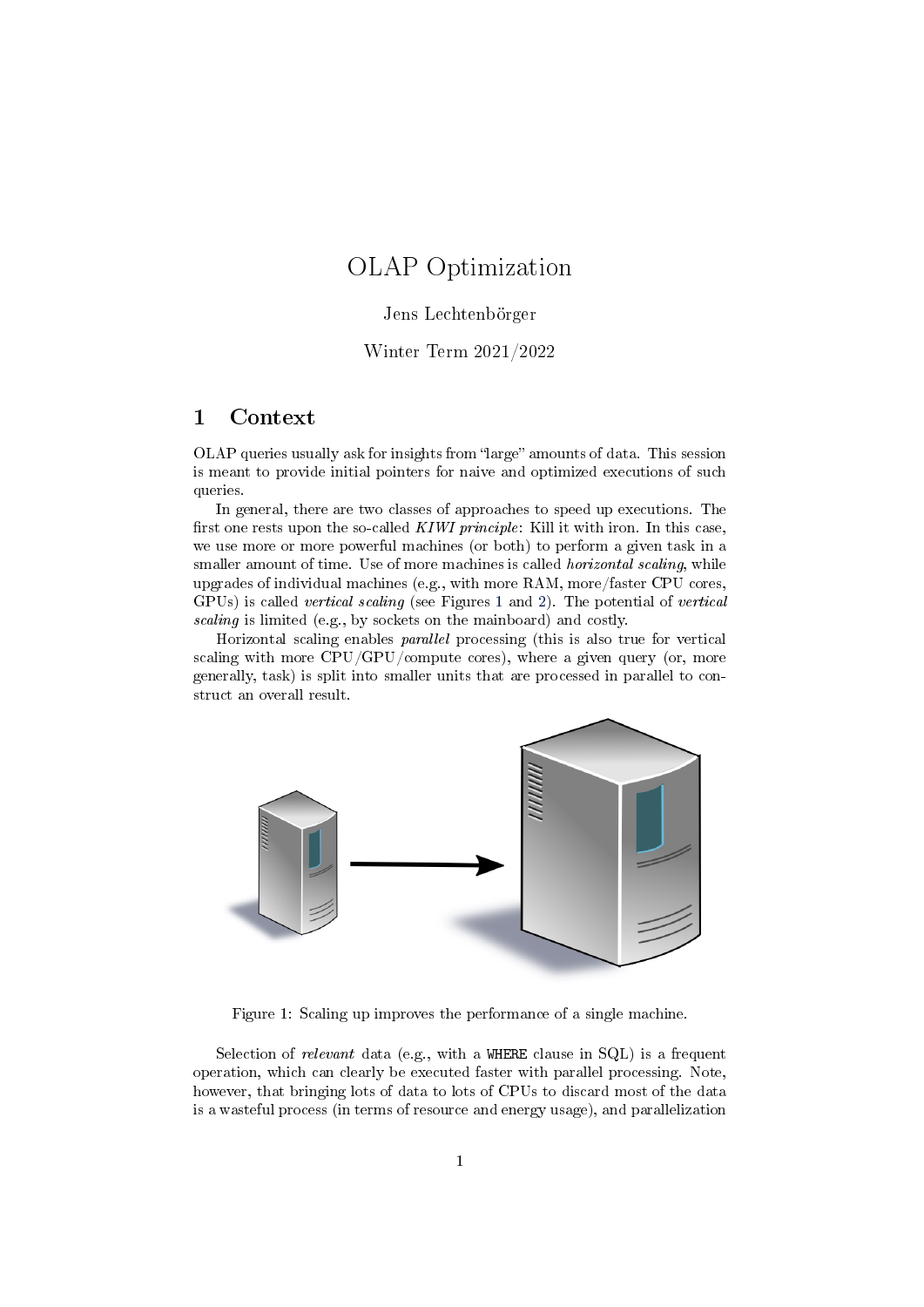# OLAP Optimization

Jens Lechtenbörger

Winter Term 2021/2022

## 1 Context

OLAP queries usually ask for insights from "large" amounts of data. This session is meant to provide initial pointers for naive and optimized executions of such queries.

In general, there are two classes of approaches to speed up executions. The first one rests upon the so-called *KIWI principle*: Kill it with iron. In this case, we use more or more powerful machines (or both) to perform a given task in a smaller amount of time. Use of more machines is called *horizontal scaling*, while upgrades of individual machines (e.g., with more RAM, more/faster CPU cores, GPUs) is called *vertical scaling* (see Figures 1 and 2). The potential of *vertical scaling* is limited (e.g., by sockets on the mainboard) and costly.

Horizontal scaling enables *parallel* processing (this is also true for vertical scaling with more CPU/GPU/compute cores), where a given query (or, more generally, task) is split into smaller units that are processed in parallel to construct an overall result.

Figure 1: Scaling up improves the performance of a single machine.

Selection of *relevant* data (e.g., with a `WHERE` clause in SQL) is a frequent operation, which can clearly be executed faster with parallel processing. Note, however, that bringing lots of data to lots of CPUs to discard most of the data is a wasteful process (in terms of resource and energy usage), and parallelization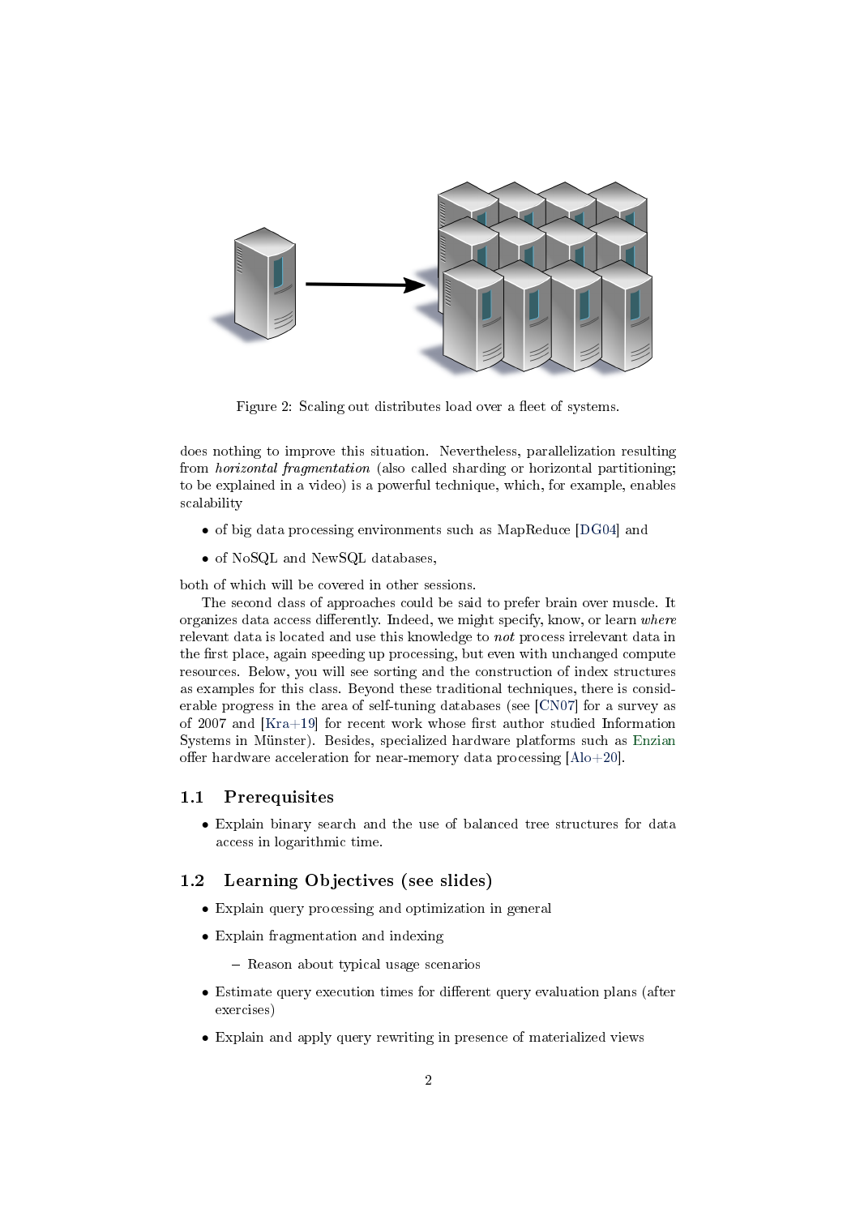Figure 2: Scaling out distributes load over a fleet of systems.

does nothing to improve this situation. Nevertheless, parallelization resulting from *horizontal fragmentation* (also called sharding or horizontal partitioning; to be explained in a video) is a powerful technique, which, for example, enables scalability

- of big data processing environments such as MapReduce [DG04] and
- of NoSQL and NewSQL databases,

both of which will be covered in other sessions.

The second class of approaches could be said to prefer brain over muscle. It organizes data access differently. Indeed, we might specify, know, or learn *where* relevant data is located and use this knowledge to *not* process irrelevant data in the first place, again speeding up processing, but even with unchanged compute resources. Below, you will see sorting and the construction of index structures as examples for this class. Beyond these traditional techniques, there is considerable progress in the area of self-tuning databases (see [CN07] for a survey as of 2007 and [Kra+19] for recent work whose first author studied Information Systems in Münster). Besides, specialized hardware platforms such as Enzian offer hardware acceleration for near-memory data processing [Alo+20].

## 1.1 Prerequisites

- Explain binary search and the use of balanced tree structures for data access in logarithmic time.

## 1.2 Learning Objectives (see slides)

- Explain query processing and optimization in general
- Explain fragmentation and indexing
  - Reason about typical usage scenarios
- Estimate query execution times for different query evaluation plans (after exercises)
- Explain and apply query rewriting in presence of materialized views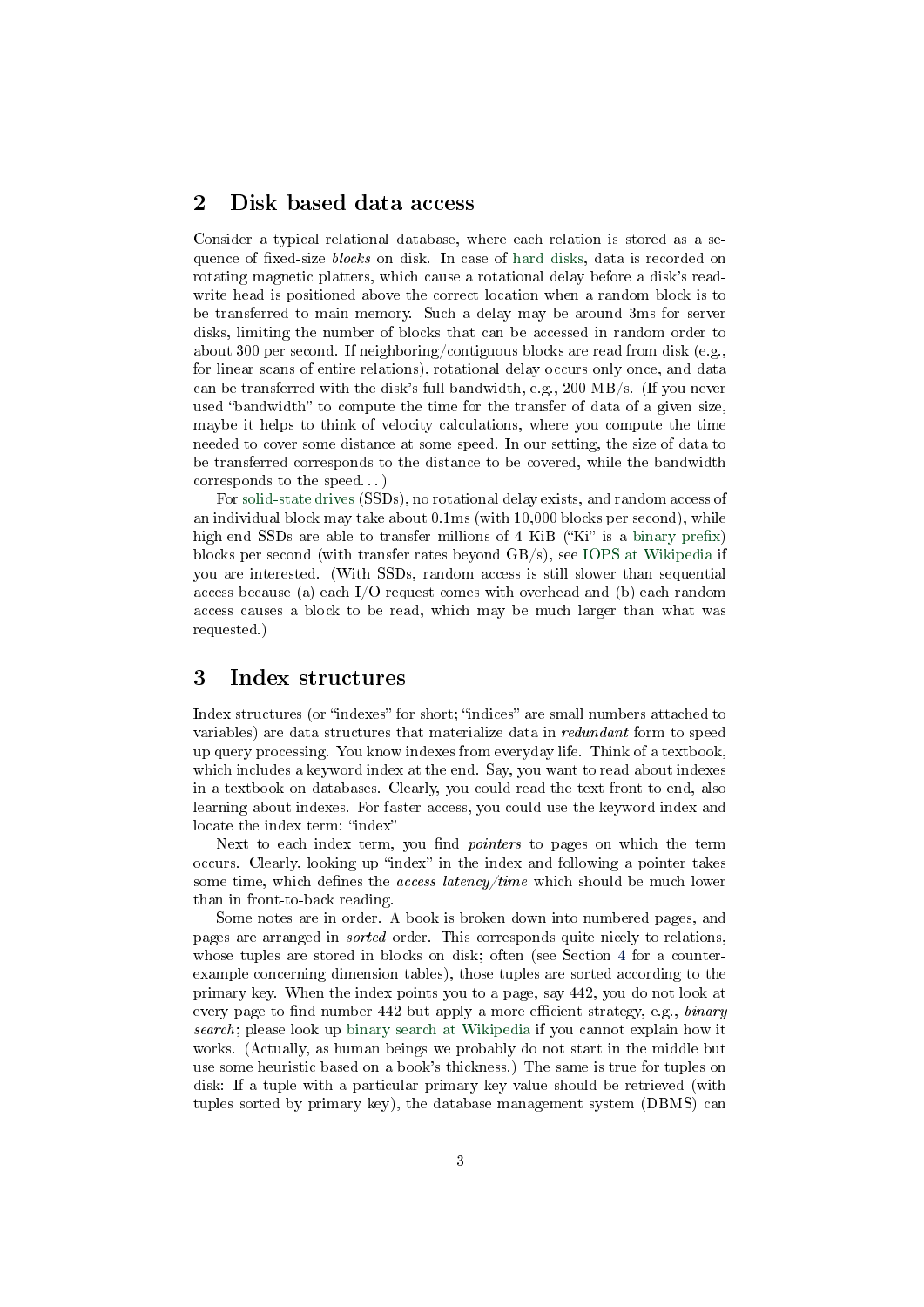## 2 Disk based data access

Consider a typical relational database, where each relation is stored as a sequence of fixed-size *blocks* on disk. In case of hard disks, data is recorded on rotating magnetic platters, which cause a rotational delay before a disk's head read-write head is positioned above the correct location when a random block is to be transferred to main memory. Such a delay may be around 3ms for server disks, limiting the number of blocks that can be accessed in random order to about 300 per second. If neighboring/contiguous blocks are read from disk (e.g., for linear scans of entire relations), rotational delay occurs only once, and data can be transferred with the disk's full bandwidth, e.g., 200 MB/s. (If you never used "bandwidth" to compute the time for the transfer of data of a given size, maybe it helps to think of velocity calculations, where you compute the time needed to cover some distance at some speed. In our setting, the size of data to be transferred corresponds to the distance to be covered, while the bandwidth corresponds to the speed...)

For solid-state drives (SSDs), no rotational delay exists, and random access of an individual block may take about 0.1ms (with 10,000 blocks per second), while high-end SSDs are able to transfer millions of 4 KiB ("Ki" is a binary prefix) blocks per second (with transfer rates beyond GB/s), see IOPS at Wikipedia if you are interested. (With SSDs, random access is still slower than sequential access because (a) each I/O request comes with overhead and (b) each random access causes a block to be read, which may be much larger than what was requested.)

## 3 Index structures

Index structures (or "indexes" for short; "indices" are small numbers attached to variables) are data structures that materialize data in *redundant* form to speed up query processing. You know indexes from everyday life. Think of a textbook, which includes a keyword index at the end. Say, you want to read about indexes in a textbook on databases. Clearly, you could read the text front to end, also learning about indexes. For faster access, you could use the keyword index and locate the index term: "index"

Next to each index term, you find *pointers* to pages on which the term occurs. Clearly, looking up "index" in the index and following a pointer takes some time, which defines the *access latency/time* which should be much lower than in front-to-back reading.

Some notes are in order. A book is broken down into numbered pages, and pages are arranged in *sorted* order. This corresponds quite nicely to relations, whose tuples are stored in blocks on disk; often (see Section 4 for a counter-example concerning dimension tables), those tuples are sorted according to the primary key. When the index points you to a page, say 442, you do not look at every page to find number 442 but apply a more efficient strategy, e.g., *binary search*; please look up binary search at Wikipedia if you cannot explain how it works. (Actually, as human beings we probably do not start in the middle but use some heuristic based on a book's thickness.) The same is true for tuples on disk: If a tuple with a particular primary key value should be retrieved (with tuples sorted by primary key), the database management system (DBMS) can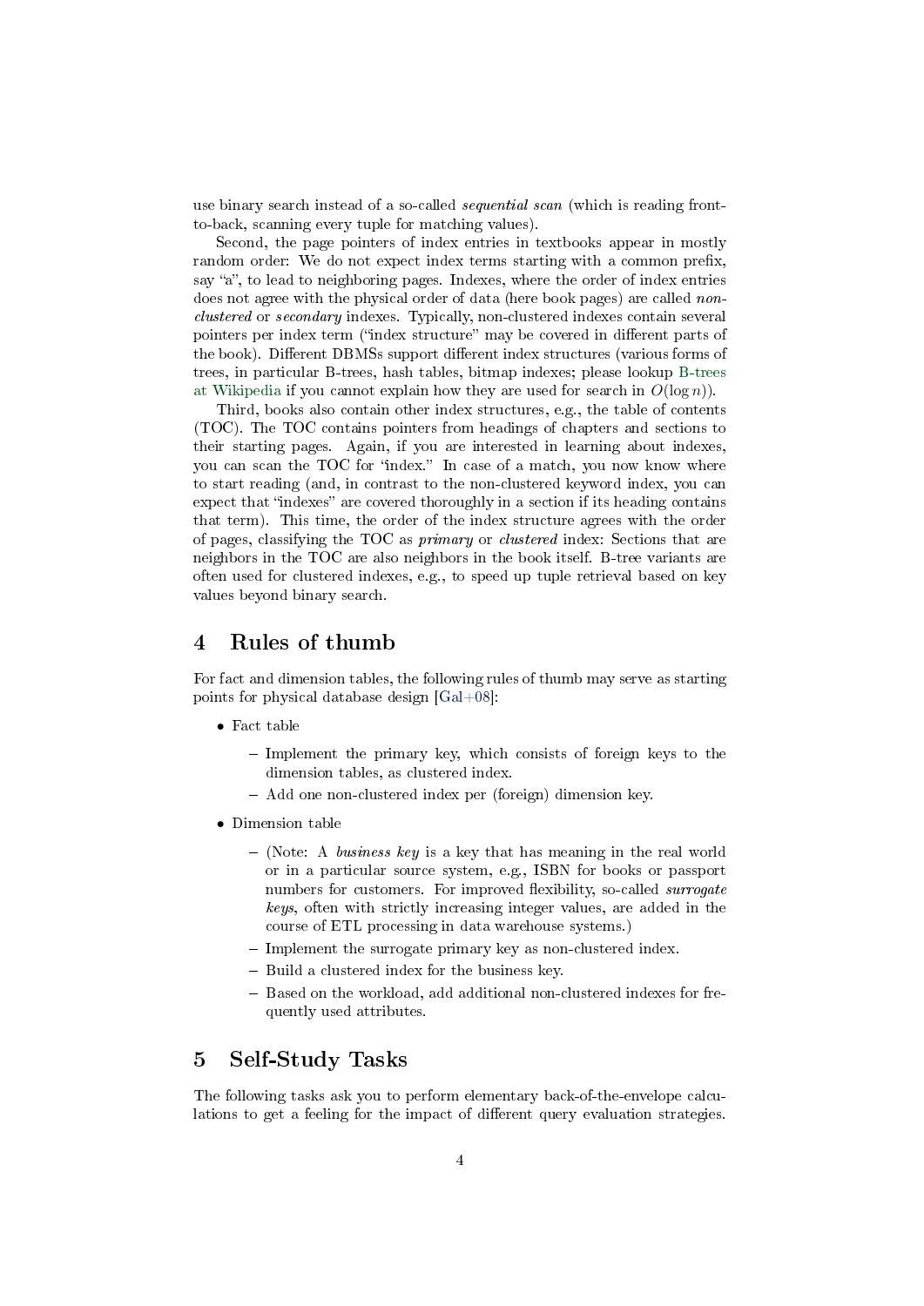use binary search instead of a so-called *sequential scan* (which is reading front-to-back, scanning every tuple for matching values).

Second, the page pointers of index entries in textbooks appear in mostly random order: We do not expect index terms starting with a common prefix, say "a", to lead to neighboring pages. Indexes, where the order of index entries does not agree with the physical order of data (here book pages) are called *non-clustered* or *secondary* indexes. Typically, non-clustered indexes contain several pointers per index term ("index structure" may be covered in different parts of the book). Different DBMSs support different index structures (various forms of trees, in particular B-trees, hash tables, bitmap indexes; please lookup B-trees at Wikipedia if you cannot explain how they are used for search in $O(\log n)$).

Third, books also contain other index structures, e.g., the table of contents (TOC). The TOC contains pointers from headings of chapters and sections to their starting pages. Again, if you are interested in learning about indexes, you can scan the TOC for "index." In case of a match, you now know where to start reading (and, in contrast to the non-clustered keyword index, you can expect that "indexes" are covered thoroughly in a section if its heading contains that term). This time, the order of the index structure agrees with the order of pages, classifying the TOC as *primary* or *clustered* index: Sections that are neighbors in the TOC are also neighbors in the book itself. B-tree variants are often used for clustered indexes, e.g., to speed up tuple retrieval based on key values beyond binary search.

## 4 Rules of thumb

For fact and dimension tables, the following rules of thumb may serve as starting points for physical database design [Gal+08]:

- Fact table
  - Implement the primary key, which consists of foreign keys to the dimension tables, as clustered index.
  - Add one non-clustered index per (foreign) dimension key.
- Dimension table
  - (Note: A *business key* is a key that has meaning in the real world or in a particular source system, e.g., ISBN for books or passport numbers for customers. For improved flexibility, so-called *surrogate keys*, often with strictly increasing integer values, are added in the course of ETL processing in data warehouse systems.)
  - Implement the surrogate primary key as non-clustered index.
  - Build a clustered index for the business key.
  - Based on the workload, add additional non-clustered indexes for frequently used attributes.

## 5 Self-Study Tasks

The following tasks ask you to perform elementary back-of-the-envelope calculations to get a feeling for the impact of different query evaluation strategies.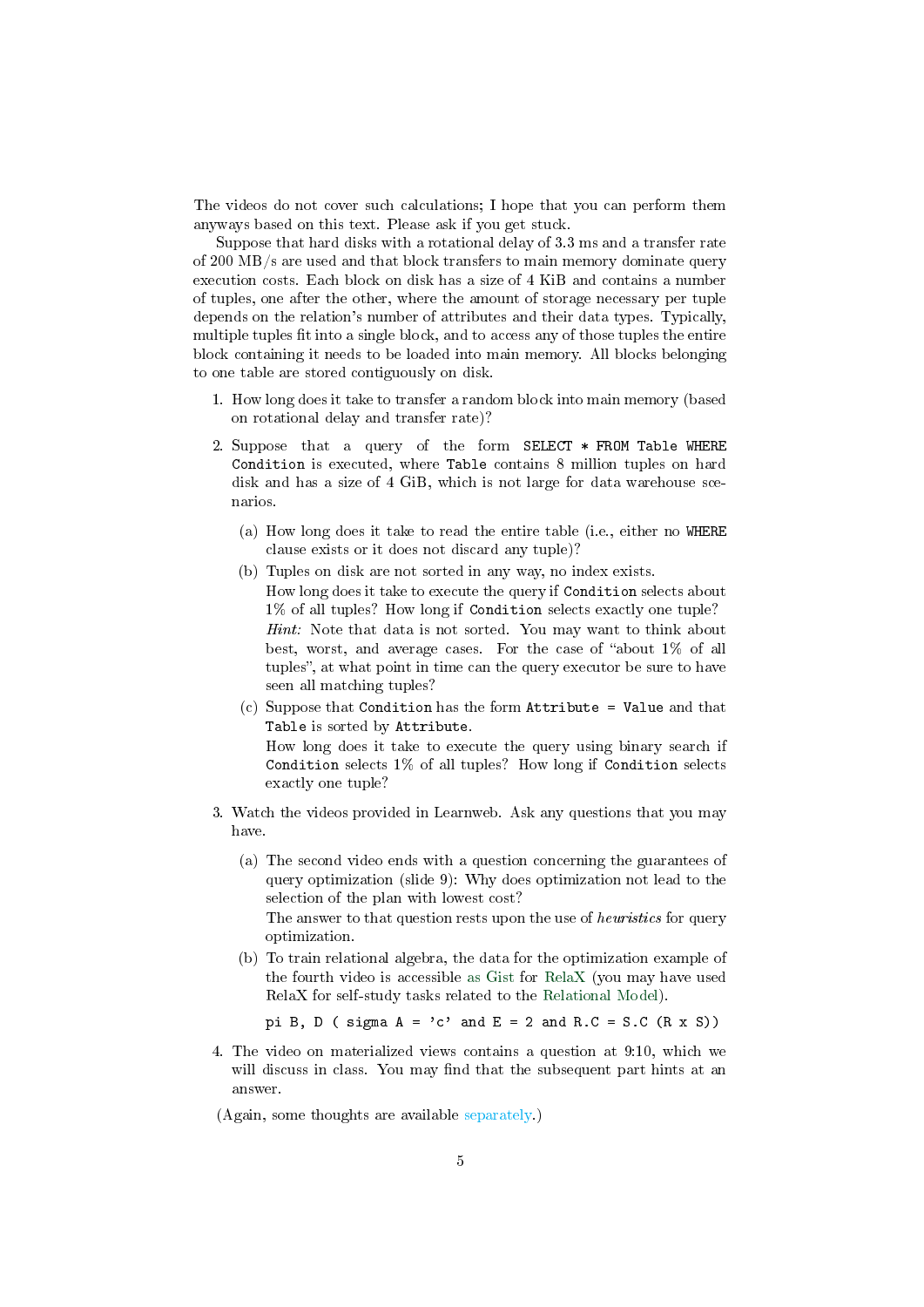The videos do not cover such calculations; I hope that you can perform them anyways based on this text. Please ask if you get stuck.

Suppose that hard disks with a rotational delay of 3.3 ms and a transfer rate of 200 MB/s are used and that block transfers to main memory dominate query execution costs. Each block on disk has a size of 4 KiB and contains a number of tuples, one after the other, where the amount of storage necessary per tuple depends on the relation's number of attributes and their data types. Typically, multiple tuples fit into a single block, and to access any of those tuples the entire block containing it needs to be loaded into main memory. All blocks belonging to one table are stored contiguously on disk.

1. How long does it take to transfer a random block into main memory (based on rotational delay and transfer rate)?
2. Suppose that a query of the form `SELECT * FROM Table WHERE Condition` is executed, where `Table` contains 8 million tuples on hard disk and has a size of 4 GiB, which is not large for data warehouse scenarios.
   (a) How long does it take to read the entire table (i.e., either no `WHERE` clause exists or it does not discard any tuple)?
   (b) Tuples on disk are not sorted in any way, no index exists.
   How long does it take to execute the query if `Condition` selects about 1% of all tuples? How long if `Condition` selects exactly one tuple?
   *Hint:* Note that data is not sorted. You may want to think about best, worst, and average cases. For the case of "about 1% of all tuples", at what point in time can the query executor be sure to have seen all matching tuples?
   (c) Suppose that `Condition` has the form `Attribute = Value` and that `Table` is sorted by `Attribute`.
   How long does it take to execute the query using binary search if `Condition` selects 1% of all tuples? How long if `Condition` selects exactly one tuple?
3. Watch the videos provided in Learnweb. Ask any questions that you may have.
   (a) The second video ends with a question concerning the guarantees of query optimization (slide 9): Why does optimization not lead to the selection of the plan with lowest cost?
   The answer to that question rests upon the use of *heuristics* for query optimization.
   (b) To train relational algebra, the data for the optimization example of the fourth video is accessible as Gist for RelaX (you may have used RelaX for self-study tasks related to the Relational Model).

   ```
   pi B, D ( sigma A = 'c' and E = 2 and R.C = S.C (R x S))
   ```
4. The video on materialized views contains a question at 9:10, which we will discuss in class. You may find that the subsequent part hints at an answer.

(Again, some thoughts are available separately.)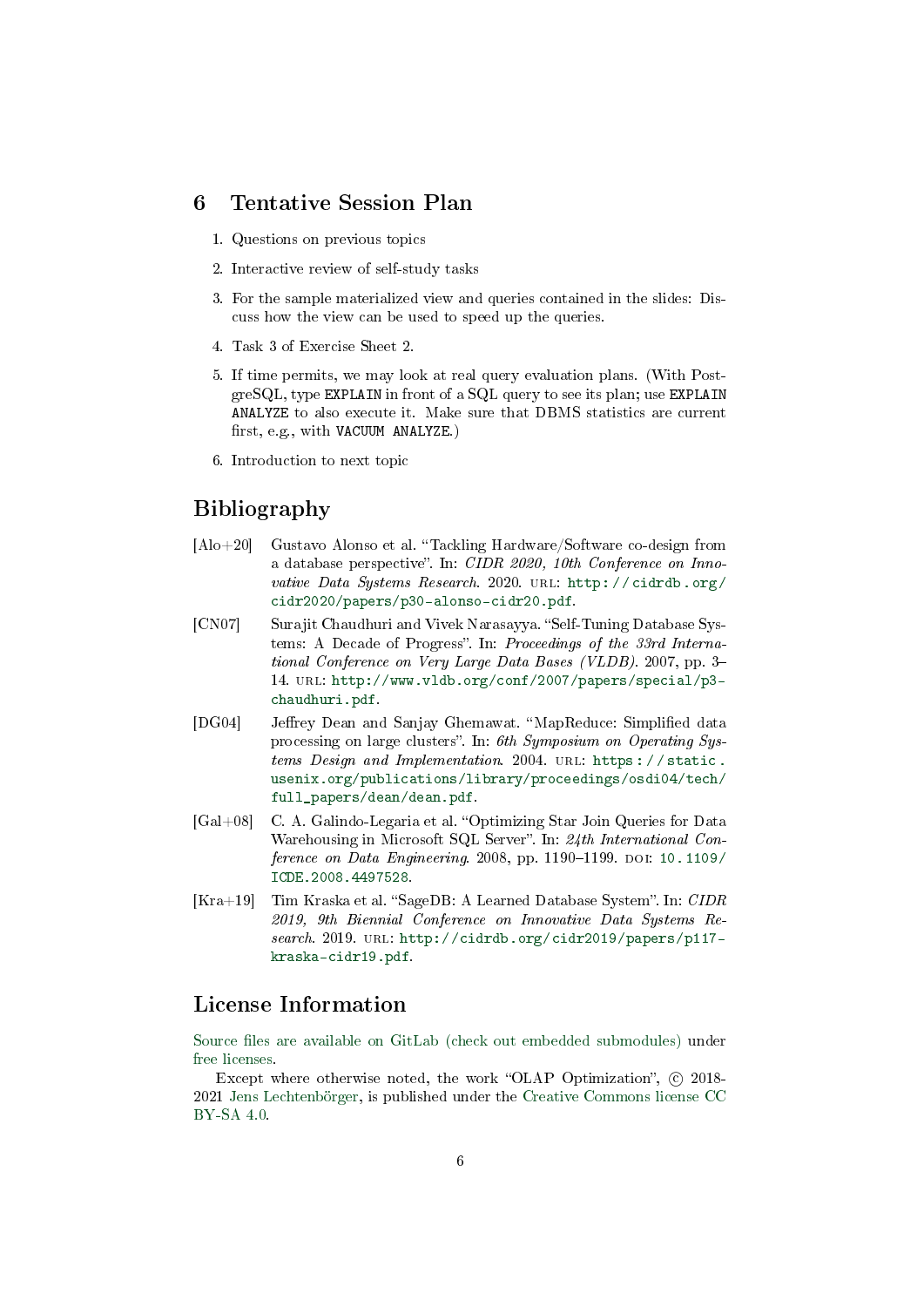## 6 Tentative Session Plan

1. Questions on previous topics
2. Interactive review of self-study tasks
3. For the sample materialized view and queries contained in the slides: Discuss how the view can be used to speed up the queries.
4. Task 3 of Exercise Sheet 2.
5. If time permits, we may look at real query evaluation plans. (With PostgreSQL, type `EXPLAIN` in front of a SQL query to see its plan; use `EXPLAIN ANALYZE` to also execute it. Make sure that DBMS statistics are current first, e.g., with `VACUUM ANALYZE`.)
6. Introduction to next topic

## Bibliography

[Alo+20] Gustavo Alonso et al. "Tackling Hardware/Software co-design from a database perspective". In: *CIDR 2020, 10th Conference on Innovative Data Systems Research*. 2020. URL: http://cidrdb.org/cidr2020/papers/p30-alonso-cidr20.pdf.

[CN07] Surajit Chaudhuri and Vivek Narasayya. "Self-Tuning Database Systems: A Decade of Progress". In: *Proceedings of the 33rd International Conference on Very Large Data Bases (VLDB)*. 2007, pp. 3–14. URL: http://www.vldb.org/conf/2007/papers/special/p3-chaudhuri.pdf.

[DG04] Jeffrey Dean and Sanjay Ghemawat. "MapReduce: Simplified data processing on large clusters". In: *6th Symposium on Operating Systems Design and Implementation*. 2004. URL: https://static.usenix.org/publications/library/proceedings/osdi04/tech/full_papers/dean/dean.pdf.

[Gal+08] C. A. Galindo-Legaria et al. "Optimizing Star Join Queries for Data Warehousing in Microsoft SQL Server". In: *24th International Conference on Data Engineering*. 2008, pp. 1190–1199. DOI: 10.1109/ICDE.2008.4497528.

[Kra+19] Tim Kraska et al. "SageDB: A Learned Database System". In: *CIDR 2019, 9th Biennial Conference on Innovative Data Systems Research*. 2019. URL: http://cidrdb.org/cidr2019/papers/p117-kraska-cidr19.pdf.

## License Information

Source files are available on GitLab (check out embedded submodules) under free licenses.

Except where otherwise noted, the work "OLAP Optimization", © 2018-2021 Jens Lechtenbörger, is published under the Creative Commons license CC BY-SA 4.0.